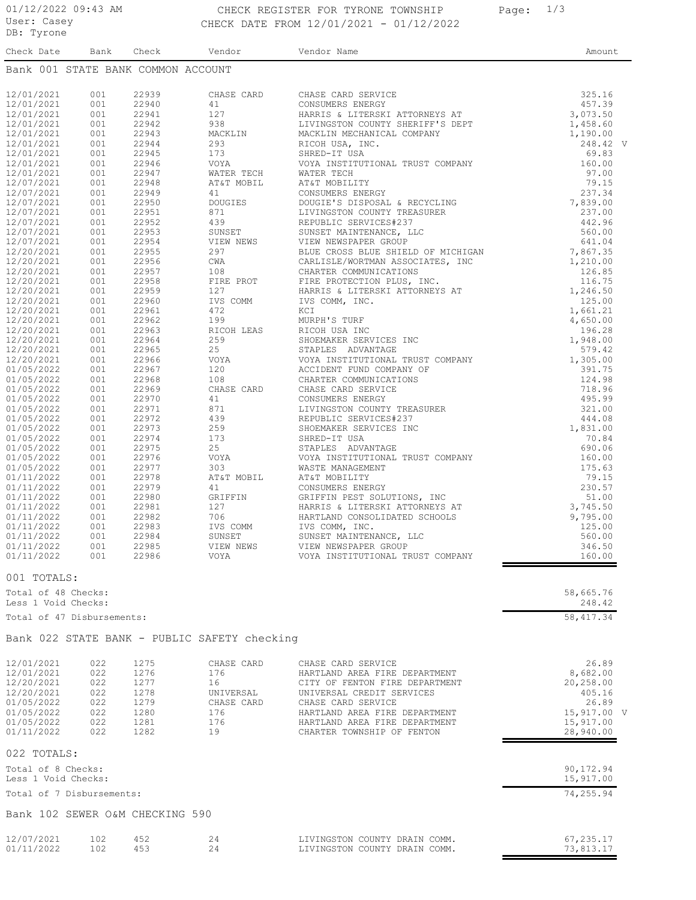01/12/2022 09:43 AM
User: Casey
DB: Tyrone

# CHECK REGISTER FOR TYRONE TOWNSHIP
CHECK DATE FROM 12/01/2021 - 01/12/2022

## Bank 001 STATE BANK COMMON ACCOUNT

| Check Date | Bank | Check | Vendor | Vendor Name | Amount |
|---|---|---|---|---|---|
| 12/01/2021 | 001 | 22939 | CHASE CARD | CHASE CARD SERVICE | 325.16 |
| 12/01/2021 | 001 | 22940 | 41 | CONSUMERS ENERGY | 457.39 |
| 12/01/2021 | 001 | 22941 | 127 | HARRIS & LITERSKI ATTORNEYS AT | 3,073.50 |
| 12/01/2021 | 001 | 22942 | 938 | LIVINGSTON COUNTY SHERIFF'S DEPT | 1,458.60 |
| 12/01/2021 | 001 | 22943 | MACKLIN | MACKLIN MECHANICAL COMPANY | 1,190.00 |
| 12/01/2021 | 001 | 22944 | 293 | RICOH USA, INC. | 248.42 V |
| 12/01/2021 | 001 | 22945 | 173 | SHRED-IT USA | 69.83 |
| 12/01/2021 | 001 | 22946 | VOYA | VOYA INSTITUTIONAL TRUST COMPANY | 160.00 |
| 12/01/2021 | 001 | 22947 | WATER TECH | WATER TECH | 97.00 |
| 12/07/2021 | 001 | 22948 | AT&T MOBIL | AT&T MOBILITY | 79.15 |
| 12/07/2021 | 001 | 22949 | 41 | CONSUMERS ENERGY | 237.34 |
| 12/07/2021 | 001 | 22950 | DOUGIES | DOUGIE'S DISPOSAL & RECYCLING | 7,839.00 |
| 12/07/2021 | 001 | 22951 | 871 | LIVINGSTON COUNTY TREASURER | 237.00 |
| 12/07/2021 | 001 | 22952 | 439 | REPUBLIC SERVICES#237 | 442.96 |
| 12/07/2021 | 001 | 22953 | SUNSET | SUNSET MAINTENANCE, LLC | 560.00 |
| 12/07/2021 | 001 | 22954 | VIEW NEWS | VIEW NEWSPAPER GROUP | 641.04 |
| 12/20/2021 | 001 | 22955 | 297 | BLUE CROSS BLUE SHIELD OF MICHIGAN | 7,867.35 |
| 12/20/2021 | 001 | 22956 | CWA | CARLISLE/WORTMAN ASSOCIATES, INC | 1,210.00 |
| 12/20/2021 | 001 | 22957 | 108 | CHARTER COMMUNICATIONS | 126.85 |
| 12/20/2021 | 001 | 22958 | FIRE PROT | FIRE PROTECTION PLUS, INC. | 116.75 |
| 12/20/2021 | 001 | 22959 | 127 | HARRIS & LITERSKI ATTORNEYS AT | 1,246.50 |
| 12/20/2021 | 001 | 22960 | IVS COMM | IVS COMM, INC. | 125.00 |
| 12/20/2021 | 001 | 22961 | 472 | KCI | 1,661.21 |
| 12/20/2021 | 001 | 22962 | 199 | MURPH'S TURF | 4,650.00 |
| 12/20/2021 | 001 | 22963 | RICOH LEAS | RICOH USA INC | 196.28 |
| 12/20/2021 | 001 | 22964 | 259 | SHOEMAKER SERVICES INC | 1,948.00 |
| 12/20/2021 | 001 | 22965 | 25 | STAPLES ADVANTAGE | 579.42 |
| 12/20/2021 | 001 | 22966 | VOYA | VOYA INSTITUTIONAL TRUST COMPANY | 1,305.00 |
| 01/05/2022 | 001 | 22967 | 120 | ACCIDENT FUND COMPANY OF | 391.75 |
| 01/05/2022 | 001 | 22968 | 108 | CHARTER COMMUNICATIONS | 124.98 |
| 01/05/2022 | 001 | 22969 | CHASE CARD | CHASE CARD SERVICE | 718.96 |
| 01/05/2022 | 001 | 22970 | 41 | CONSUMERS ENERGY | 495.99 |
| 01/05/2022 | 001 | 22971 | 871 | LIVINGSTON COUNTY TREASURER | 321.00 |
| 01/05/2022 | 001 | 22972 | 439 | REPUBLIC SERVICES#237 | 444.08 |
| 01/05/2022 | 001 | 22973 | 259 | SHOEMAKER SERVICES INC | 1,831.00 |
| 01/05/2022 | 001 | 22974 | 173 | SHRED-IT USA | 70.84 |
| 01/05/2022 | 001 | 22975 | 25 | STAPLES ADVANTAGE | 690.06 |
| 01/05/2022 | 001 | 22976 | VOYA | VOYA INSTITUTIONAL TRUST COMPANY | 160.00 |
| 01/05/2022 | 001 | 22977 | 303 | WASTE MANAGEMENT | 175.63 |
| 01/11/2022 | 001 | 22978 | AT&T MOBIL | AT&T MOBILITY | 79.15 |
| 01/11/2022 | 001 | 22979 | 41 | CONSUMERS ENERGY | 230.57 |
| 01/11/2022 | 001 | 22980 | GRIFFIN | GRIFFIN PEST SOLUTIONS, INC | 51.00 |
| 01/11/2022 | 001 | 22981 | 127 | HARRIS & LITERSKI ATTORNEYS AT | 3,745.50 |
| 01/11/2022 | 001 | 22982 | 706 | HARTLAND CONSOLIDATED SCHOOLS | 9,795.00 |
| 01/11/2022 | 001 | 22983 | IVS COMM | IVS COMM, INC. | 125.00 |
| 01/11/2022 | 001 | 22984 | SUNSET | SUNSET MAINTENANCE, LLC | 560.00 |
| 01/11/2022 | 001 | 22985 | VIEW NEWS | VIEW NEWSPAPER GROUP | 346.50 |
| 01/11/2022 | 001 | 22986 | VOYA | VOYA INSTITUTIONAL TRUST COMPANY | 160.00 |

**001 TOTALS:**

| | |
|---|---|
| Total of 48 Checks: | 58,665.76 |
| Less 1 Void Checks: | 248.42 |
| Total of 47 Disbursements: | 58,417.34 |

## Bank 022 STATE BANK - PUBLIC SAFETY checking

| Check Date | Bank | Check | Vendor | Vendor Name | Amount |
|---|---|---|---|---|---|
| 12/01/2021 | 022 | 1275 | CHASE CARD | CHASE CARD SERVICE | 26.89 |
| 12/01/2021 | 022 | 1276 | 176 | HARTLAND AREA FIRE DEPARTMENT | 8,682.00 |
| 12/20/2021 | 022 | 1277 | 16 | CITY OF FENTON FIRE DEPARTMENT | 20,258.00 |
| 12/20/2021 | 022 | 1278 | UNIVERSAL | UNIVERSAL CREDIT SERVICES | 405.16 |
| 01/05/2022 | 022 | 1279 | CHASE CARD | CHASE CARD SERVICE | 26.89 |
| 01/05/2022 | 022 | 1280 | 176 | HARTLAND AREA FIRE DEPARTMENT | 15,917.00 V |
| 01/05/2022 | 022 | 1281 | 176 | HARTLAND AREA FIRE DEPARTMENT | 15,917.00 |
| 01/11/2022 | 022 | 1282 | 19 | CHARTER TOWNSHIP OF FENTON | 28,940.00 |

**022 TOTALS:**

| | |
|---|---|
| Total of 8 Checks: | 90,172.94 |
| Less 1 Void Checks: | 15,917.00 |
| Total of 7 Disbursements: | 74,255.94 |

## Bank 102 SEWER O&M CHECKING 590

| Check Date | Bank | Check | Vendor | Vendor Name | Amount |
|---|---|---|---|---|---|
| 12/07/2021 | 102 | 452 | 24 | LIVINGSTON COUNTY DRAIN COMM. | 67,235.17 |
| 01/11/2022 | 102 | 453 | 24 | LIVINGSTON COUNTY DRAIN COMM. | 73,813.17 |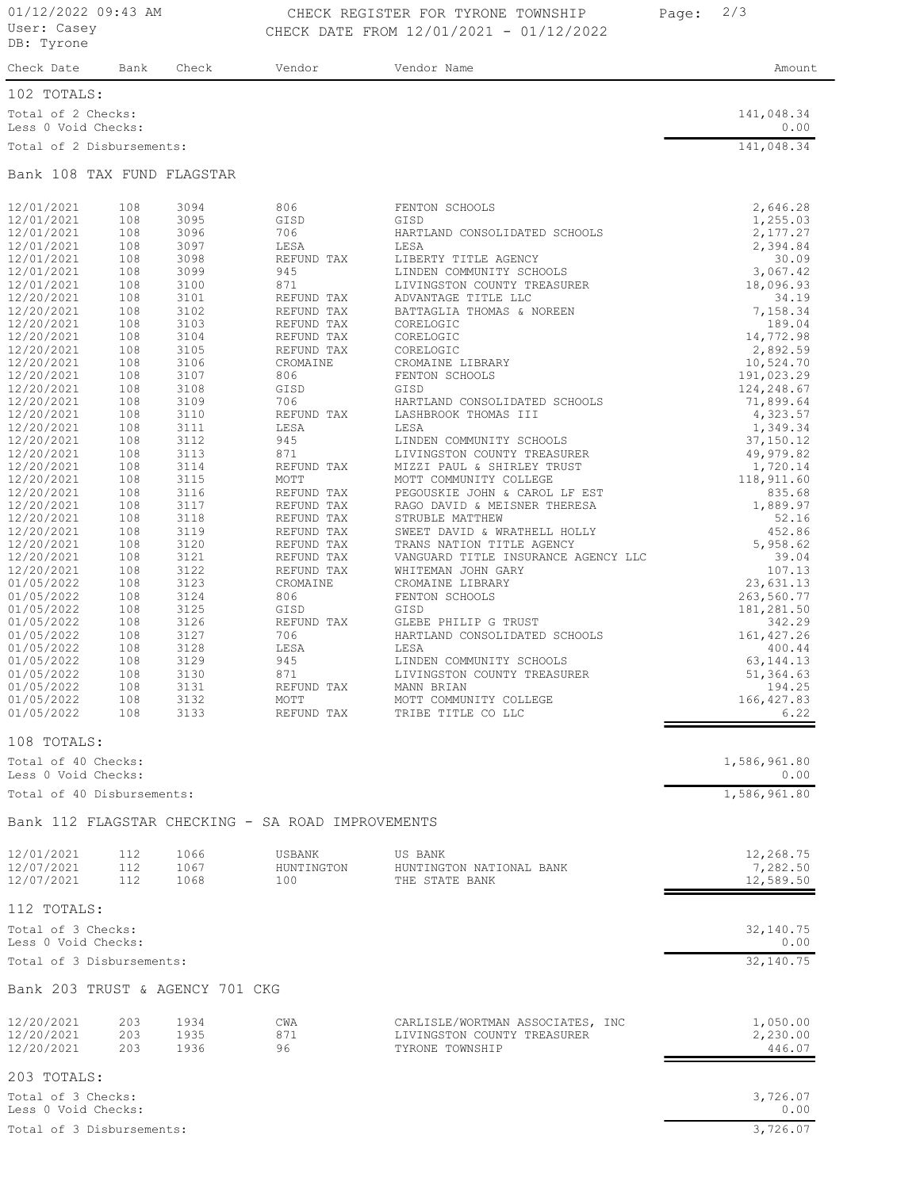| Check Date | Bank | Check | Vendor | Vendor Name | Amount |
|---|---|---|---|---|---|

**102 TOTALS:**

| | |
|---|---|
| Total of 2 Checks: | 141,048.34 |
| Less 0 Void Checks: | 0.00 |
| Total of 2 Disbursements: | 141,048.34 |

## Bank 108 TAX FUND FLAGSTAR

| Check Date | Bank | Check | Vendor | Vendor Name | Amount |
|---|---|---|---|---|---|
| 12/01/2021 | 108 | 3094 | 806 | FENTON SCHOOLS | 2,646.28 |
| 12/01/2021 | 108 | 3095 | GISD | GISD | 1,255.03 |
| 12/01/2021 | 108 | 3096 | 706 | HARTLAND CONSOLIDATED SCHOOLS | 2,177.27 |
| 12/01/2021 | 108 | 3097 | LESA | LESA | 2,394.84 |
| 12/01/2021 | 108 | 3098 | REFUND TAX | LIBERTY TITLE AGENCY | 30.09 |
| 12/01/2021 | 108 | 3099 | 945 | LINDEN COMMUNITY SCHOOLS | 3,067.42 |
| 12/01/2021 | 108 | 3100 | 871 | LIVINGSTON COUNTY TREASURER | 18,096.93 |
| 12/20/2021 | 108 | 3101 | REFUND TAX | ADVANTAGE TITLE LLC | 34.19 |
| 12/20/2021 | 108 | 3102 | REFUND TAX | BATTAGLIA THOMAS & NOREEN | 7,158.34 |
| 12/20/2021 | 108 | 3103 | REFUND TAX | CORELOGIC | 189.04 |
| 12/20/2021 | 108 | 3104 | REFUND TAX | CORELOGIC | 14,772.98 |
| 12/20/2021 | 108 | 3105 | REFUND TAX | CORELOGIC | 2,892.59 |
| 12/20/2021 | 108 | 3106 | CROMAINE | CROMAINE LIBRARY | 10,524.70 |
| 12/20/2021 | 108 | 3107 | 806 | FENTON SCHOOLS | 191,023.29 |
| 12/20/2021 | 108 | 3108 | GISD | GISD | 124,248.67 |
| 12/20/2021 | 108 | 3109 | 706 | HARTLAND CONSOLIDATED SCHOOLS | 71,899.64 |
| 12/20/2021 | 108 | 3110 | REFUND TAX | LASHBROOK THOMAS III | 4,323.57 |
| 12/20/2021 | 108 | 3111 | LESA | LESA | 1,349.34 |
| 12/20/2021 | 108 | 3112 | 945 | LINDEN COMMUNITY SCHOOLS | 37,150.12 |
| 12/20/2021 | 108 | 3113 | 871 | LIVINGSTON COUNTY TREASURER | 49,979.82 |
| 12/20/2021 | 108 | 3114 | REFUND TAX | MIZZI PAUL & SHIRLEY TRUST | 1,720.14 |
| 12/20/2021 | 108 | 3115 | MOTT | MOTT COMMUNITY COLLEGE | 118,911.60 |
| 12/20/2021 | 108 | 3116 | REFUND TAX | PEGOUSKIE JOHN & CAROL LF EST | 835.68 |
| 12/20/2021 | 108 | 3117 | REFUND TAX | RAGO DAVID & MEISNER THERESA | 1,889.97 |
| 12/20/2021 | 108 | 3118 | REFUND TAX | STRUBLE MATTHEW | 52.16 |
| 12/20/2021 | 108 | 3119 | REFUND TAX | SWEET DAVID & WRATHELL HOLLY | 452.86 |
| 12/20/2021 | 108 | 3120 | REFUND TAX | TRANS NATION TITLE AGENCY | 5,958.62 |
| 12/20/2021 | 108 | 3121 | REFUND TAX | VANGUARD TITLE INSURANCE AGENCY LLC | 39.04 |
| 12/20/2021 | 108 | 3122 | REFUND TAX | WHITEMAN JOHN GARY | 107.13 |
| 01/05/2022 | 108 | 3123 | CROMAINE | CROMAINE LIBRARY | 23,631.13 |
| 01/05/2022 | 108 | 3124 | 806 | FENTON SCHOOLS | 263,560.77 |
| 01/05/2022 | 108 | 3125 | GISD | GISD | 181,281.50 |
| 01/05/2022 | 108 | 3126 | REFUND TAX | GLEBE PHILIP G TRUST | 342.29 |
| 01/05/2022 | 108 | 3127 | 706 | HARTLAND CONSOLIDATED SCHOOLS | 161,427.26 |
| 01/05/2022 | 108 | 3128 | LESA | LESA | 400.44 |
| 01/05/2022 | 108 | 3129 | 945 | LINDEN COMMUNITY SCHOOLS | 63,144.13 |
| 01/05/2022 | 108 | 3130 | 871 | LIVINGSTON COUNTY TREASURER | 51,364.63 |
| 01/05/2022 | 108 | 3131 | REFUND TAX | MANN BRIAN | 194.25 |
| 01/05/2022 | 108 | 3132 | MOTT | MOTT COMMUNITY COLLEGE | 166,427.83 |
| 01/05/2022 | 108 | 3133 | REFUND TAX | TRIBE TITLE CO LLC | 6.22 |

**108 TOTALS:**

| | |
|---|---|
| Total of 40 Checks: | 1,586,961.80 |
| Less 0 Void Checks: | 0.00 |
| Total of 40 Disbursements: | 1,586,961.80 |

## Bank 112 FLAGSTAR CHECKING - SA ROAD IMPROVEMENTS

| Check Date | Bank | Check | Vendor | Vendor Name | Amount |
|---|---|---|---|---|---|
| 12/01/2021 | 112 | 1066 | USBANK | US BANK | 12,268.75 |
| 12/07/2021 | 112 | 1067 | HUNTINGTON | HUNTINGTON NATIONAL BANK | 7,282.50 |
| 12/07/2021 | 112 | 1068 | 100 | THE STATE BANK | 12,589.50 |

**112 TOTALS:**

| | |
|---|---|
| Total of 3 Checks: | 32,140.75 |
| Less 0 Void Checks: | 0.00 |
| Total of 3 Disbursements: | 32,140.75 |

## Bank 203 TRUST & AGENCY 701 CKG

| Check Date | Bank | Check | Vendor | Vendor Name | Amount |
|---|---|---|---|---|---|
| 12/20/2021 | 203 | 1934 | CWA | CARLISLE/WORTMAN ASSOCIATES, INC | 1,050.00 |
| 12/20/2021 | 203 | 1935 | 871 | LIVINGSTON COUNTY TREASURER | 2,230.00 |
| 12/20/2021 | 203 | 1936 | 96 | TYRONE TOWNSHIP | 446.07 |

**203 TOTALS:**

| | |
|---|---|
| Total of 3 Checks: | 3,726.07 |
| Less 0 Void Checks: | 0.00 |
| Total of 3 Disbursements: | 3,726.07 |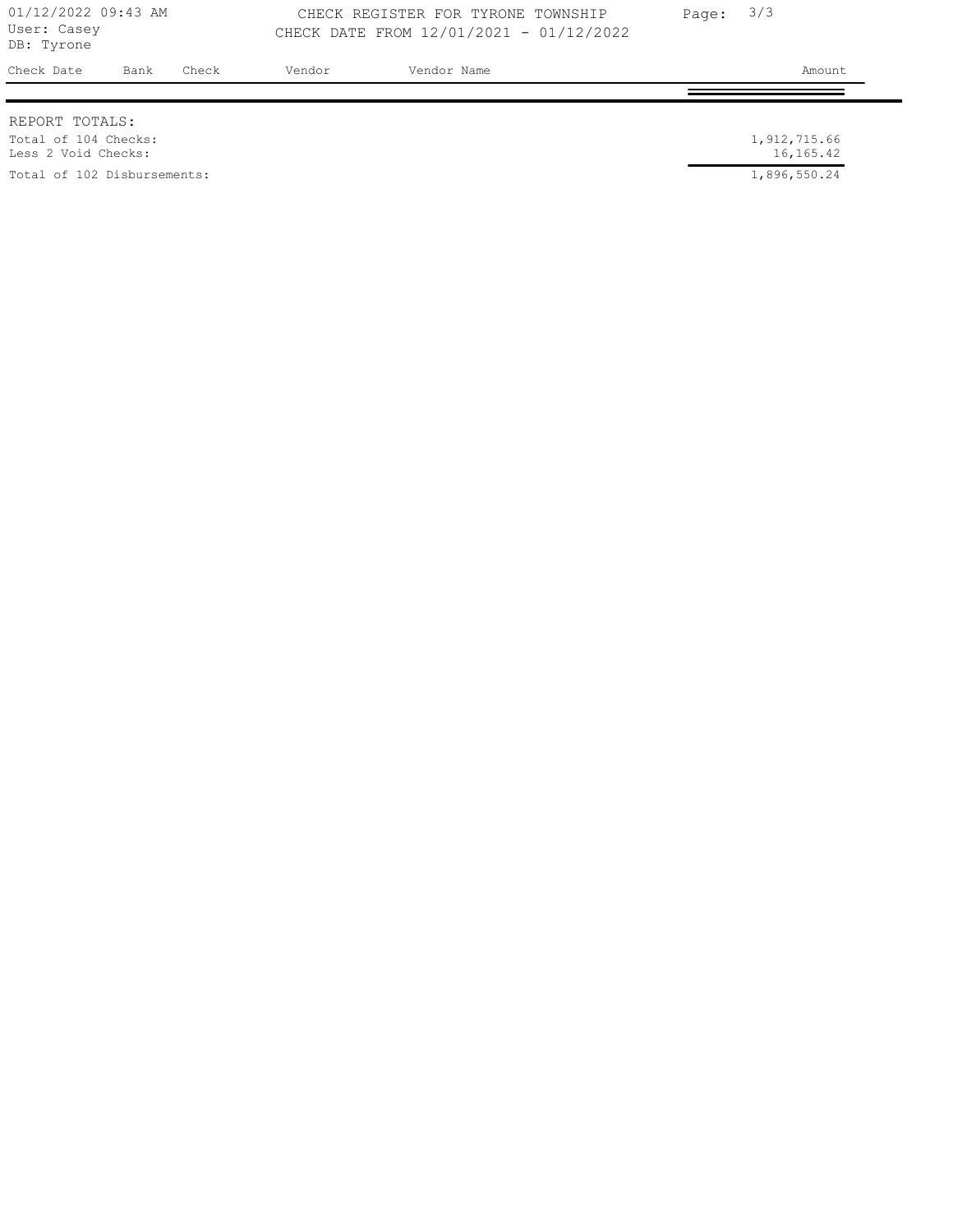| Check Date | Bank | Check | Vendor | Vendor Name | Amount |
|---|---|---|---|---|---|

REPORT TOTALS:

| | |
|---|---|
| Total of 104 Checks: | 1,912,715.66 |
| Less 2 Void Checks: | 16,165.42 |
| Total of 102 Disbursements: | 1,896,550.24 |